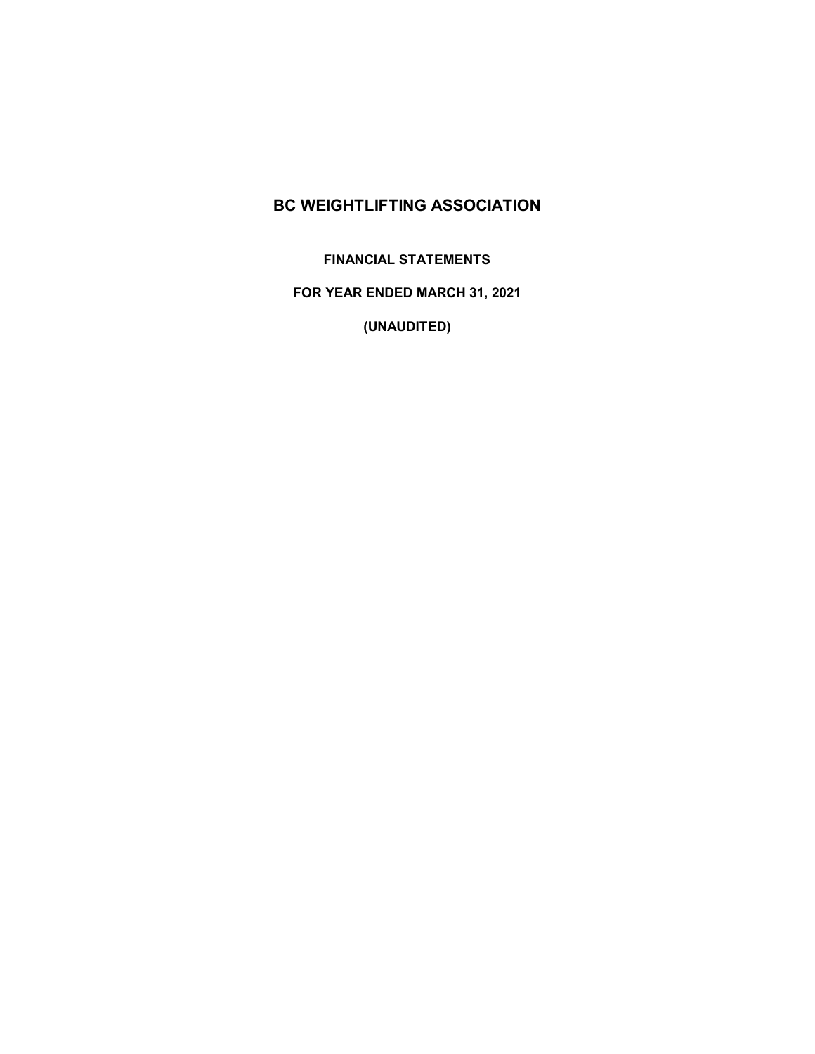# BC WEIGHTLIFTING ASSOCIATION

**FINANCIAL STATEMENTS**

**FOR YEAR ENDED MARCH 31, 2021**

**(UNAUDITED)**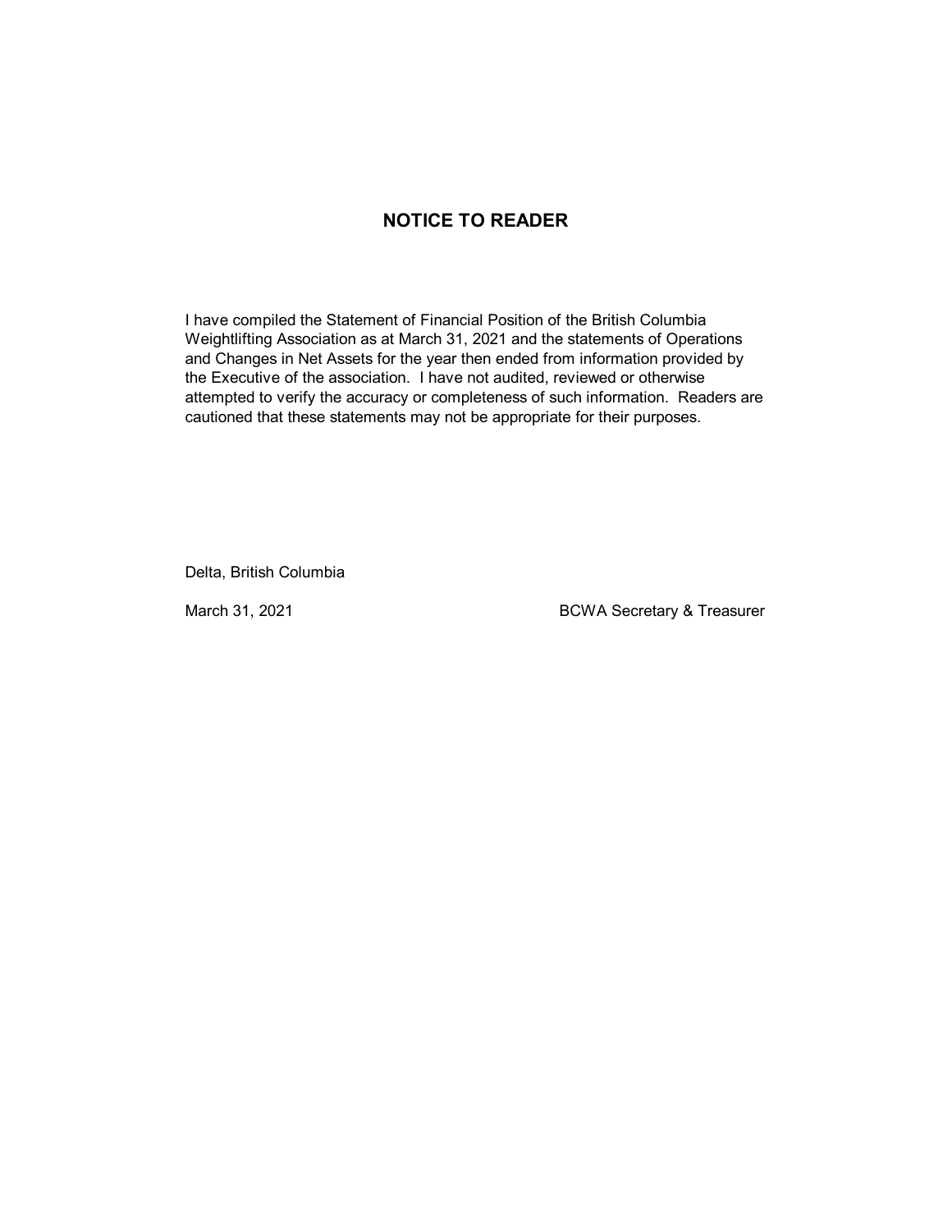# NOTICE TO READER

I have compiled the Statement of Financial Position of the British Columbia Weightlifting Association as at March 31, 2021 and the statements of Operations and Changes in Net Assets for the year then ended from information provided by the Executive of the association. I have not audited, reviewed or otherwise attempted to verify the accuracy or completeness of such information. Readers are cautioned that these statements may not be appropriate for their purposes.

Delta, British Columbia

March 31, 2021 BCWA Secretary & Treasurer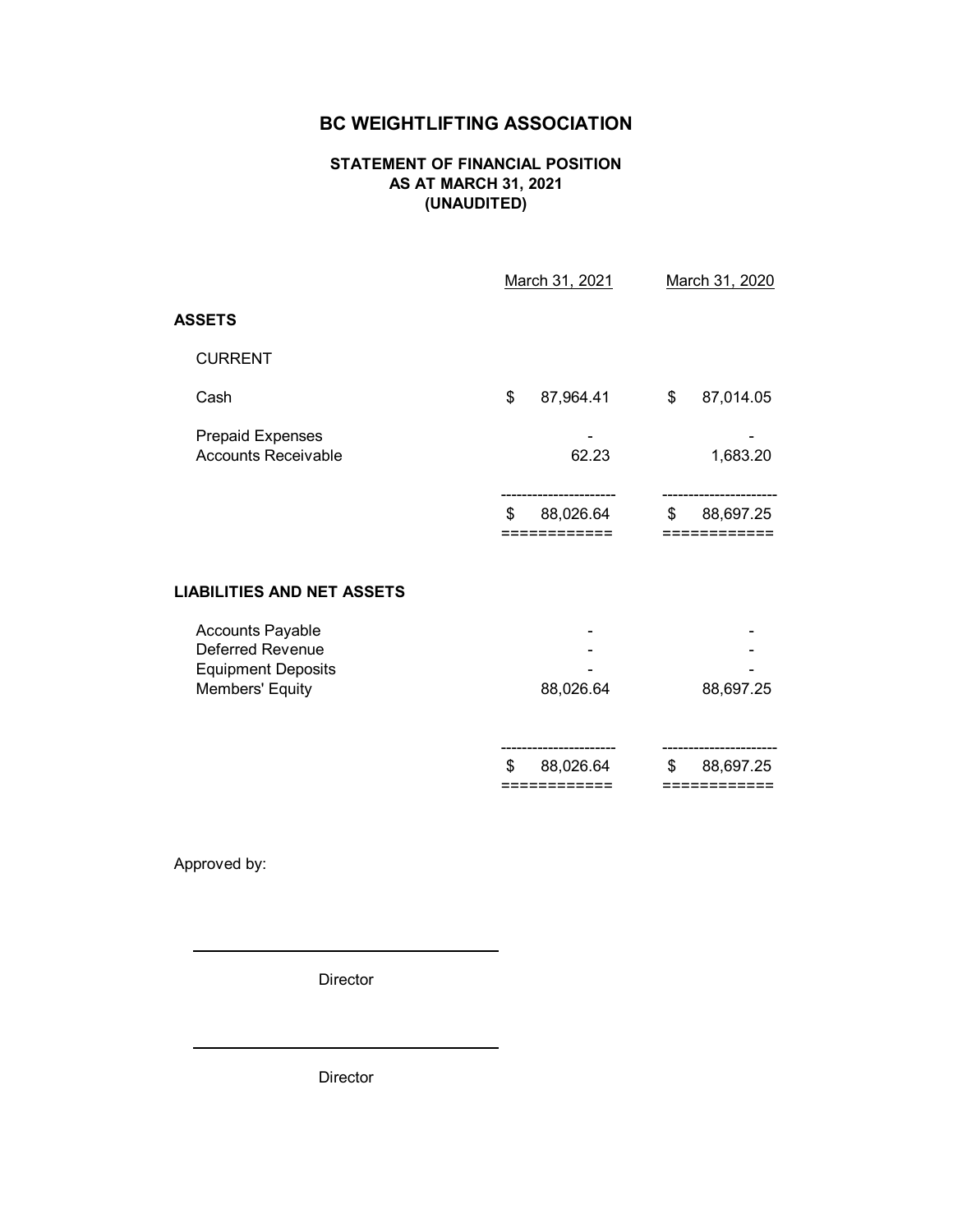# BC WEIGHTLIFTING ASSOCIATION

### STATEMENT OF FINANCIAL POSITION
### AS AT MARCH 31, 2021
### (UNAUDITED)

| | March 31, 2021 | March 31, 2020 |
|---|---|---|
| **ASSETS** | | |
| CURRENT | | |
| Cash | $ 87,964.41 | $ 87,014.05 |
| Prepaid Expenses | - | - |
| Accounts Receivable | 62.23 | 1,683.20 |
| | $ 88,026.64 | $ 88,697.25 |
| **LIABILITIES AND NET ASSETS** | | |
| Accounts Payable | - | - |
| Deferred Revenue | - | - |
| Equipment Deposits | - | - |
| Members' Equity | 88,026.64 | 88,697.25 |
| | $ 88,026.64 | $ 88,697.25 |

Approved by:

\_\_\_\_\_\_\_\_\_\_\_\_\_\_\_\_\_\_\_\_\_\_\_\_\_\_\_\_\_\_

Director

\_\_\_\_\_\_\_\_\_\_\_\_\_\_\_\_\_\_\_\_\_\_\_\_\_\_\_\_\_\_

Director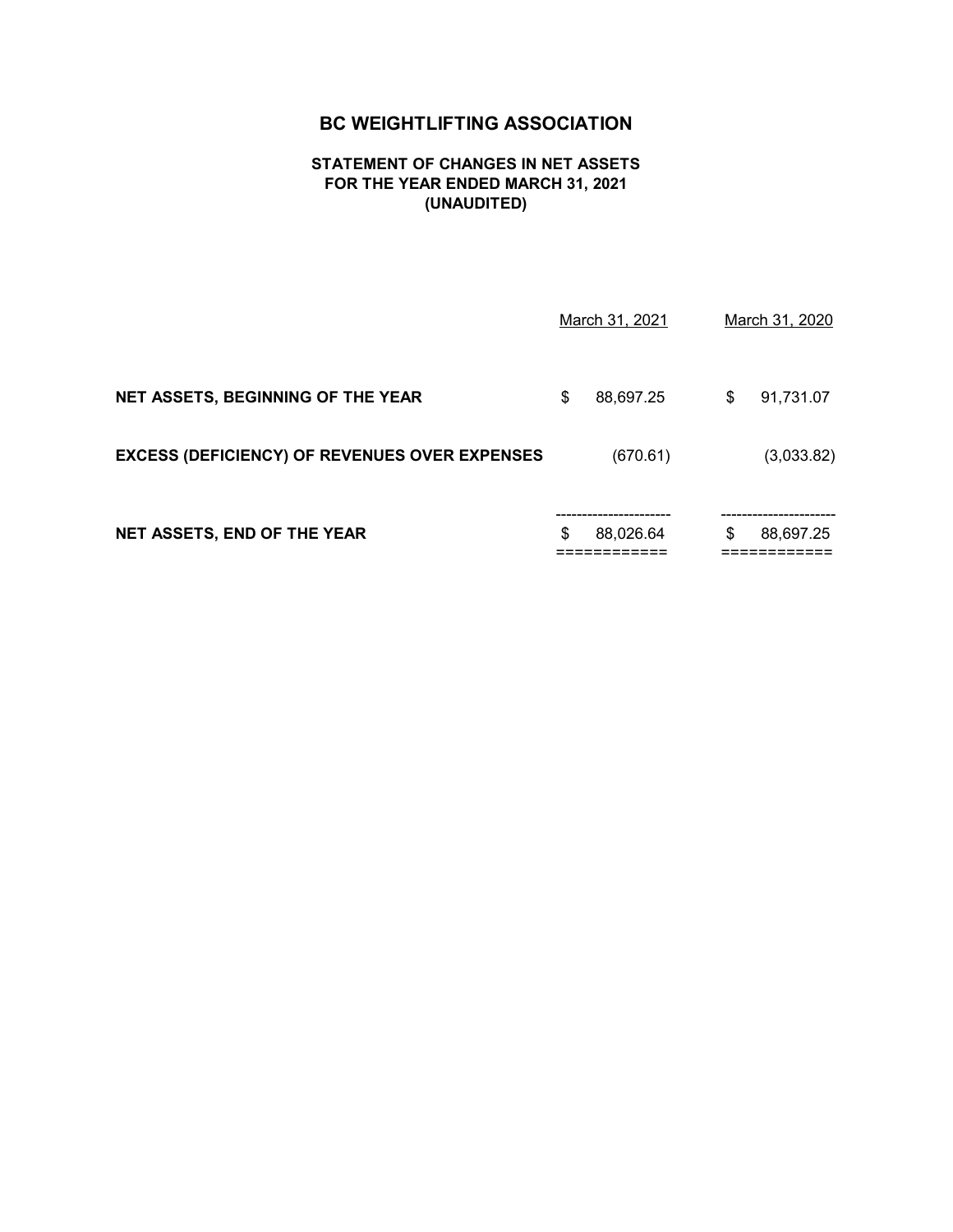# BC WEIGHTLIFTING ASSOCIATION

## STATEMENT OF CHANGES IN NET ASSETS
## FOR THE YEAR ENDED MARCH 31, 2021
## (UNAUDITED)

| | March 31, 2021 | March 31, 2020 |
|---|---|---|
| **NET ASSETS, BEGINNING OF THE YEAR** | $ 88,697.25 | $ 91,731.07 |
| **EXCESS (DEFICIENCY) OF REVENUES OVER EXPENSES** | (670.61) | (3,033.82) |
| **NET ASSETS, END OF THE YEAR** | $ 88,026.64 | $ 88,697.25 |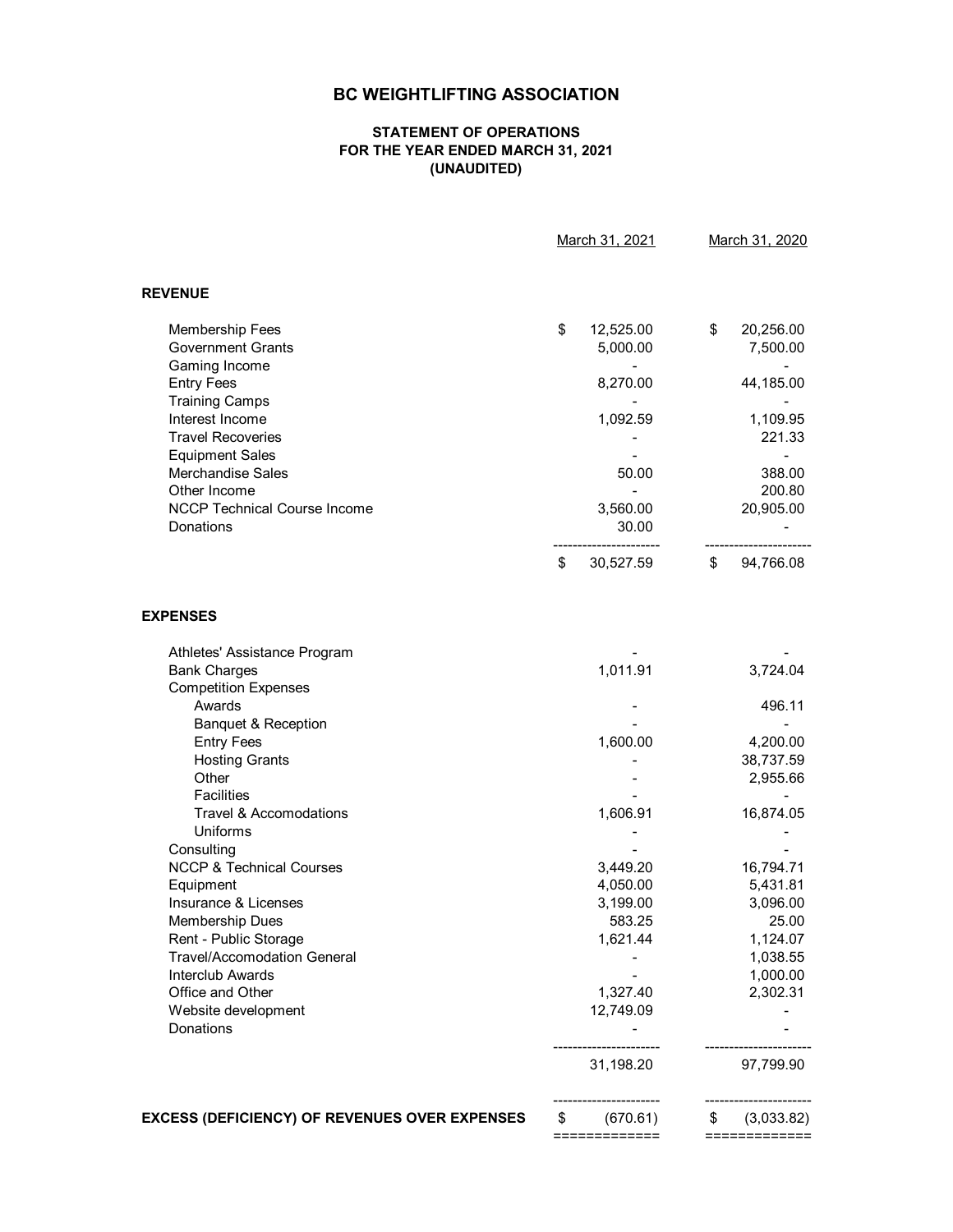# BC WEIGHTLIFTING ASSOCIATION

**STATEMENT OF OPERATIONS**
**FOR THE YEAR ENDED MARCH 31, 2021**
**(UNAUDITED)**

| | March 31, 2021 | March 31, 2020 |
|---|---|---|
| **REVENUE** | | |
| Membership Fees | $ 12,525.00 | $ 20,256.00 |
| Government Grants | 5,000.00 | 7,500.00 |
| Gaming Income | - | - |
| Entry Fees | 8,270.00 | 44,185.00 |
| Training Camps | - | - |
| Interest Income | 1,092.59 | 1,109.95 |
| Travel Recoveries | - | 221.33 |
| Equipment Sales | - | - |
| Merchandise Sales | 50.00 | 388.00 |
| Other Income | - | 200.80 |
| NCCP Technical Course Income | 3,560.00 | 20,905.00 |
| Donations | 30.00 | - |
| | $ 30,527.59 | $ 94,766.08 |
| **EXPENSES** | | |
| Athletes' Assistance Program | - | - |
| Bank Charges | 1,011.91 | 3,724.04 |
| Competition Expenses | | |
| Awards | - | 496.11 |
| Banquet & Reception | - | - |
| Entry Fees | 1,600.00 | 4,200.00 |
| Hosting Grants | - | 38,737.59 |
| Other | - | 2,955.66 |
| Facilities | - | - |
| Travel & Accomodations | 1,606.91 | 16,874.05 |
| Uniforms | - | - |
| Consulting | - | - |
| NCCP & Technical Courses | 3,449.20 | 16,794.71 |
| Equipment | 4,050.00 | 5,431.81 |
| Insurance & Licenses | 3,199.00 | 3,096.00 |
| Membership Dues | 583.25 | 25.00 |
| Rent - Public Storage | 1,621.44 | 1,124.07 |
| Travel/Accomodation General | - | 1,038.55 |
| Interclub Awards | - | 1,000.00 |
| Office and Other | 1,327.40 | 2,302.31 |
| Website development | 12,749.09 | - |
| Donations | - | - |
| | 31,198.20 | 97,799.90 |
| **EXCESS (DEFICIENCY) OF REVENUES OVER EXPENSES** | $ (670.61) | $ (3,033.82) |